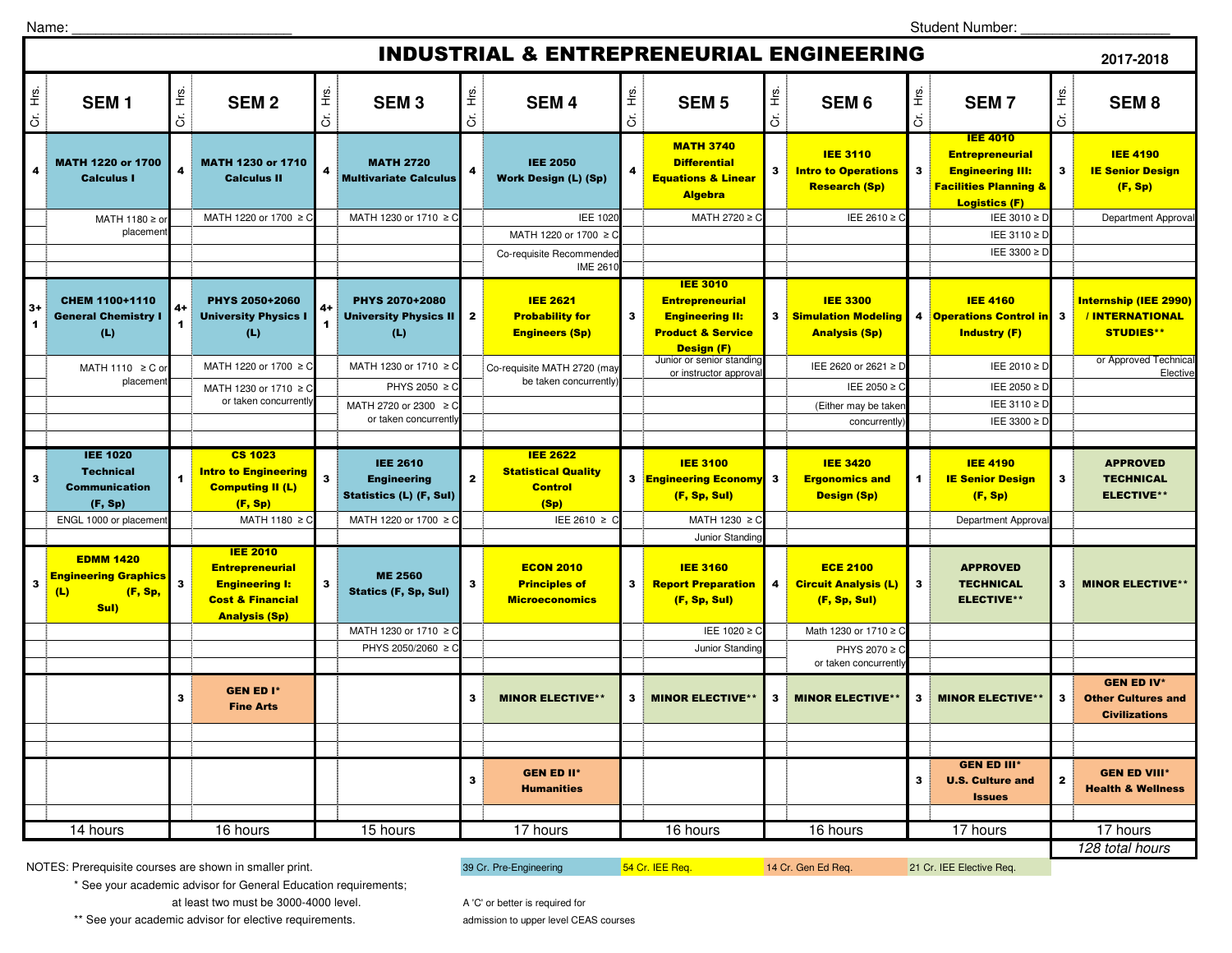Name: ____________________________ Student Number: ____________________

# INDUSTRIAL & ENTREPRENEURIAL ENGINEERING

**2017-2018**

| Cr. Hrs. | SEM 1 | Cr. Hrs. | SEM 2 | Cr. Hrs. | SEM 3 | Cr. Hrs. | SEM 4 | Cr. Hrs. | SEM 5 | Cr. Hrs. | SEM 6 | Cr. Hrs. | SEM 7 | Cr. Hrs. | SEM 8 |
|---|---|---|---|---|---|---|---|---|---|---|---|---|---|---|---|
| 4 | **MATH 1220 or 1700 Calculus I** | 4 | **MATH 1230 or 1710 Calculus II** | 4 | **MATH 2720 Multivariate Calculus** | 4 | **IEE 2050 Work Design (L) (Sp)** | 4 | **MATH 3740 Differential Equations & Linear Algebra** | 3 | **IEE 3110 Intro to Operations Research (Sp)** | 3 | **IEE 4010 Entrepreneurial Engineering III: Facilities Planning & Logistics (F)** | 3 | **IEE 4190 IE Senior Design (F, Sp)** |
| | MATH 1180 ≥ or placement | | MATH 1220 or 1700 ≥ C | | MATH 1230 or 1710 ≥ C | | IEE 1020; MATH 1220 or 1700 ≥ C; Co-requisite Recommended IME 2610 | | MATH 2720 ≥ C | | IEE 2610 ≥ C | | IEE 3010 ≥ D; IEE 3110 ≥ D; IEE 3300 ≥ D | | Department Approval |
| 3+1 | **CHEM 1100+1110 General Chemistry I (L)** | 4+1 | **PHYS 2050+2060 University Physics I (L)** | 4+1 | **PHYS 2070+2080 University Physics II (L)** | 2 | **IEE 2621 Probability for Engineers (Sp)** | 3 | **IEE 3010 Entrepreneurial Engineering II: Product & Service Design (F)** | 3 | **IEE 3300 Simulation Modeling Analysis (Sp)** | 4 | **IEE 4160 Operations Control in Industry (F)** | 3 | **Internship (IEE 2990) / INTERNATIONAL STUDIES**** |
| | MATH 1110 ≥ C or placement | | MATH 1220 or 1700 ≥ C; MATH 1230 or 1710 ≥ C or taken concurrently | | MATH 1230 or 1710 ≥ C; PHYS 2050 ≥ C; MATH 2720 or 2300 ≥ C or taken concurrently | | Co-requisite MATH 2720 (may be taken concurrently) | | Junior or senior standing or instructor approval | | IEE 2620 or 2621 ≥ D; IEE 2050 ≥ C (Either may be taken concurrently) | | IEE 2010 ≥ D; IEE 2050 ≥ D; IEE 3110 ≥ D; IEE 3300 ≥ D | | or Approved Technical Elective |
| 3 | **IEE 1020 Technical Communication (F, Sp)** | 1 | **CS 1023 Intro to Engineering Computing II (L) (F, Sp)** | 3 | **IEE 2610 Engineering Statistics (L) (F, Sul)** | 2 | **IEE 2622 Statistical Quality Control (Sp)** | 3 | **IEE 3100 Engineering Economy (F, Sp, Sul)** | 3 | **IEE 3420 Ergonomics and Design (Sp)** | 1 | **IEE 4190 IE Senior Design (F, Sp)** | 3 | **APPROVED TECHNICAL ELECTIVE**** |
| | ENGL 1000 or placement | | MATH 1180 ≥ C | | MATH 1220 or 1700 ≥ C | | IEE 2610 ≥ C | | MATH 1230 ≥ C; Junior Standing | | | | Department Approval | | |
| 3 | **EDMM 1420 Engineering Graphics (L) (F, Sp, Sul)** | 3 | **IEE 2010 Entrepreneurial Engineering I: Cost & Financial Analysis (Sp)** | 3 | **ME 2560 Statics (F, Sp, Sul)** | 3 | **ECON 2010 Principles of Microeconomics** | 3 | **IEE 3160 Report Preparation (F, Sp, Sul)** | 4 | **ECE 2100 Circuit Analysis (L) (F, Sp, Sul)** | 3 | **APPROVED TECHNICAL ELECTIVE**** | 3 | **MINOR ELECTIVE**** |
| | | | | | MATH 1230 or 1710 ≥ C; PHYS 2050/2060 ≥ C | | | | IEE 1020 ≥ C; Junior Standing | | Math 1230 or 1710 ≥ C; PHYS 2070 ≥ C or taken concurrently | | | | |
| | | 3 | **GEN ED I* Fine Arts** | | | 3 | **MINOR ELECTIVE**** | 3 | **MINOR ELECTIVE**** | 3 | **MINOR ELECTIVE**** | 3 | **MINOR ELECTIVE**** | 3 | **GEN ED IV* Other Cultures and Civilizations** |
| | | | | | | 3 | **GEN ED II* Humanities** | | | | | 3 | **GEN ED III* U.S. Culture and Issues** | 2 | **GEN ED VIII* Health & Wellness** |
| | 14 hours | | 16 hours | | 15 hours | | 17 hours | | 16 hours | | 16 hours | | 17 hours | | 17 hours |

*128 total hours*

NOTES: Prerequisite courses are shown in smaller print.

\* See your academic advisor for General Education requirements; at least two must be 3000-4000 level.

\*\* See your academic advisor for elective requirements.

39 Cr. Pre-Engineering | 54 Cr. IEE Req. | 14 Cr. Gen Ed Req. | 21 Cr. IEE Elective Req.

A 'C' or better is required for admission to upper level CEAS courses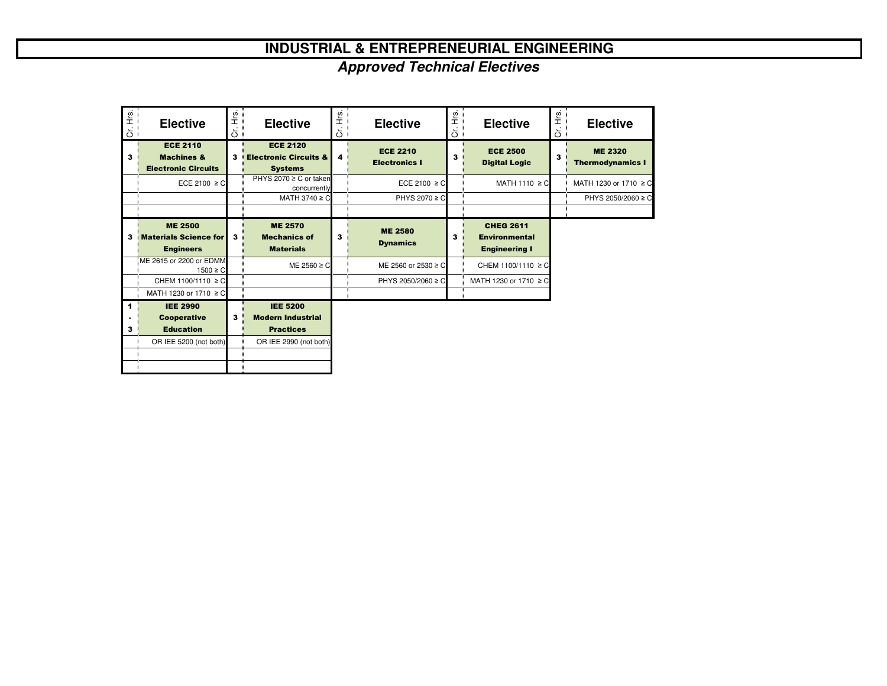# INDUSTRIAL & ENTREPRENEURIAL ENGINEERING

***Approved Technical Electives***

| Cr. Hrs. | Elective | Cr. Hrs. | Elective | Cr. Hrs. | Elective | Cr. Hrs. | Elective | Cr. Hrs. | Elective |
|---|---|---|---|---|---|---|---|---|---|
| 3 | **ECE 2110 Machines & Electronic Circuits** | 3 | **ECE 2120 Electronic Circuits & Systems** | 4 | **ECE 2210 Electronics I** | 3 | **ECE 2500 Digital Logic** | 3 | **ME 2320 Thermodynamics I** |
| | ECE 2100 ≥ C | | PHYS 2070 ≥ C or taken concurrently | | ECE 2100 ≥ C | | MATH 1110 ≥ C | | MATH 1230 or 1710 ≥ C |
| | | | MATH 3740 ≥ C | | PHYS 2070 ≥ C | | | | PHYS 2050/2060 ≥ C |
| | | | | | | | | | |
| 3 | **ME 2500 Materials Science for Engineers** | 3 | **ME 2570 Mechanics of Materials** | 3 | **ME 2580 Dynamics** | 3 | **CHEG 2611 Environmental Engineering I** | | |
| | ME 2615 or 2200 or EDMM 1500 ≥ C | | ME 2560 ≥ C | | ME 2560 or 2530 ≥ C | | CHEM 1100/1110 ≥ C | | |
| | CHEM 1100/1110 ≥ C | | | | PHYS 2050/2060 ≥ C | | MATH 1230 or 1710 ≥ C | | |
| | MATH 1230 or 1710 ≥ C | | | | | | | | |
| 1 - 3 | **IEE 2990 Cooperative Education** | 3 | **IEE 5200 Modern Industrial Practices** | | | | | | |
| | OR IEE 5200 (not both) | | OR IEE 2990 (not both) | | | | | | |
| | | | | | | | | | |
| | | | | | | | | | |